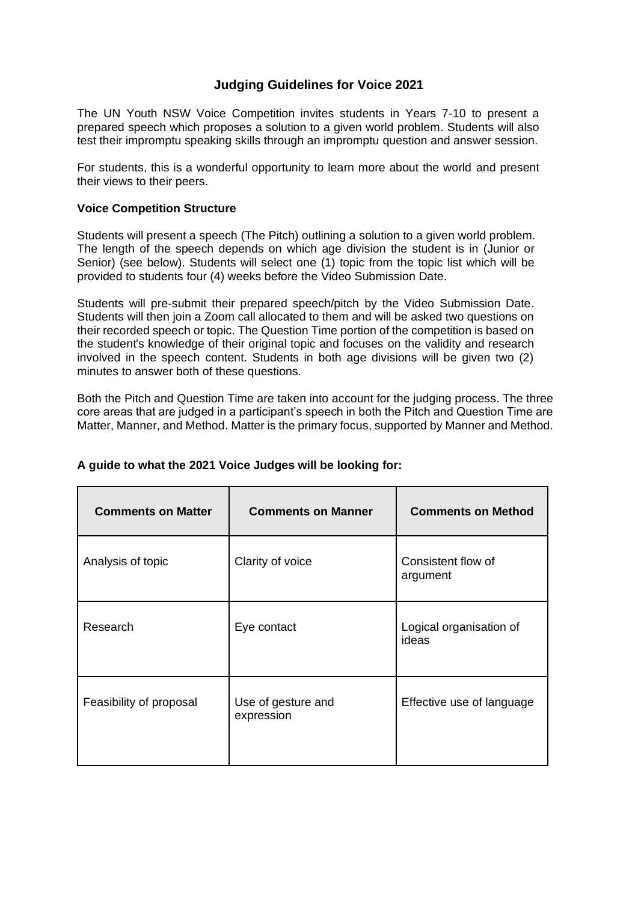# Judging Guidelines for Voice 2021

The UN Youth NSW Voice Competition invites students in Years 7-10 to present a prepared speech which proposes a solution to a given world problem. Students will also test their impromptu speaking skills through an impromptu question and answer session.

For students, this is a wonderful opportunity to learn more about the world and present their views to their peers.

### Voice Competition Structure

Students will present a speech (The Pitch) outlining a solution to a given world problem. The length of the speech depends on which age division the student is in (Junior or Senior) (see below). Students will select one (1) topic from the topic list which will be provided to students four (4) weeks before the Video Submission Date.

Students will pre-submit their prepared speech/pitch by the Video Submission Date. Students will then join a Zoom call allocated to them and will be asked two questions on their recorded speech or topic. The Question Time portion of the competition is based on the student's knowledge of their original topic and focuses on the validity and research involved in the speech content. Students in both age divisions will be given two (2) minutes to answer both of these questions.

Both the Pitch and Question Time are taken into account for the judging process. The three core areas that are judged in a participant's speech in both the Pitch and Question Time are Matter, Manner, and Method. Matter is the primary focus, supported by Manner and Method.

### A guide to what the 2021 Voice Judges will be looking for:

| Comments on Matter | Comments on Manner | Comments on Method |
|---|---|---|
| Analysis of topic | Clarity of voice | Consistent flow of argument |
| Research | Eye contact | Logical organisation of ideas |
| Feasibility of proposal | Use of gesture and expression | Effective use of language |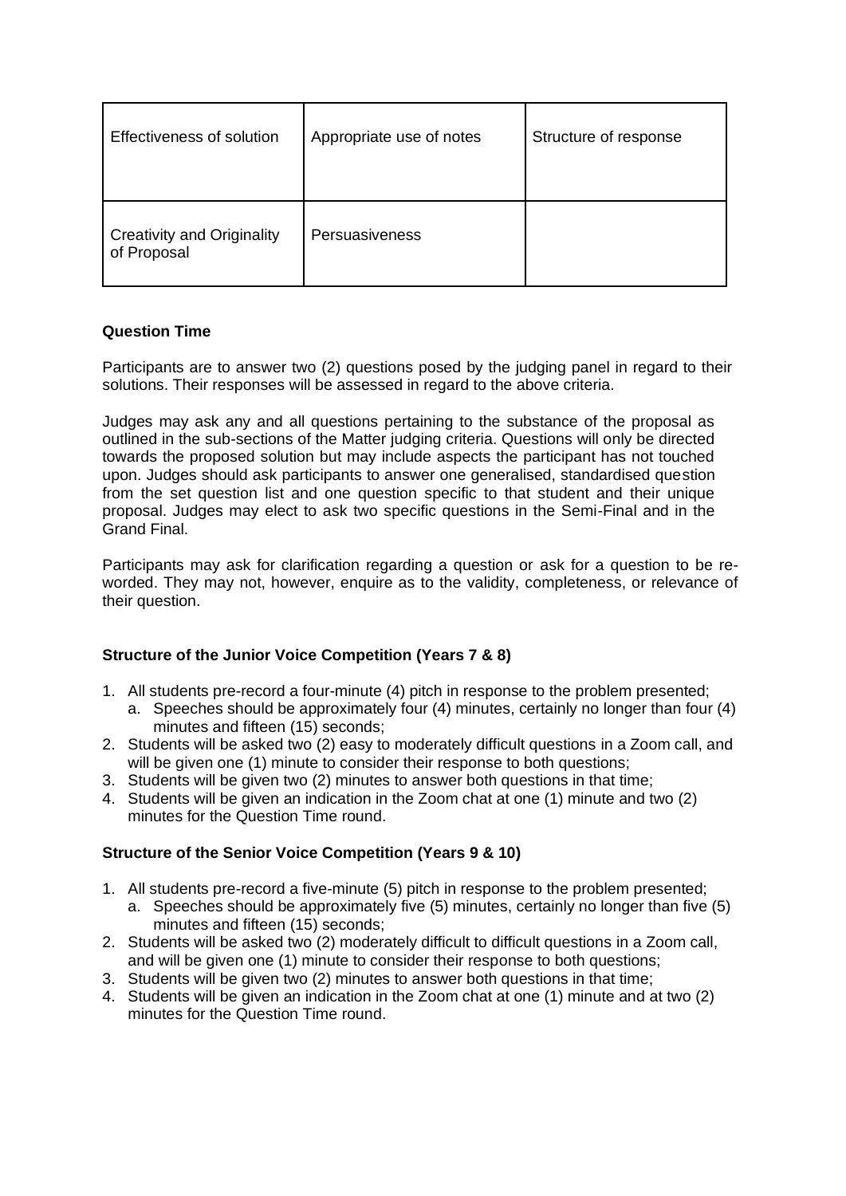| | | |
|---|---|---|
| Effectiveness of solution | Appropriate use of notes | Structure of response |
| Creativity and Originality of Proposal | Persuasiveness | |

**Question Time**

Participants are to answer two (2) questions posed by the judging panel in regard to their solutions. Their responses will be assessed in regard to the above criteria.

Judges may ask any and all questions pertaining to the substance of the proposal as outlined in the sub-sections of the Matter judging criteria. Questions will only be directed towards the proposed solution but may include aspects the participant has not touched upon. Judges should ask participants to answer one generalised, standardised question from the set question list and one question specific to that student and their unique proposal. Judges may elect to ask two specific questions in the Semi-Final and in the Grand Final.

Participants may ask for clarification regarding a question or ask for a question to be re-worded. They may not, however, enquire as to the validity, completeness, or relevance of their question.

**Structure of the Junior Voice Competition (Years 7 & 8)**

1. All students pre-record a four-minute (4) pitch in response to the problem presented;
   a. Speeches should be approximately four (4) minutes, certainly no longer than four (4) minutes and fifteen (15) seconds;
2. Students will be asked two (2) easy to moderately difficult questions in a Zoom call, and will be given one (1) minute to consider their response to both questions;
3. Students will be given two (2) minutes to answer both questions in that time;
4. Students will be given an indication in the Zoom chat at one (1) minute and two (2) minutes for the Question Time round.

**Structure of the Senior Voice Competition (Years 9 & 10)**

1. All students pre-record a five-minute (5) pitch in response to the problem presented;
   a. Speeches should be approximately five (5) minutes, certainly no longer than five (5) minutes and fifteen (15) seconds;
2. Students will be asked two (2) moderately difficult to difficult questions in a Zoom call, and will be given one (1) minute to consider their response to both questions;
3. Students will be given two (2) minutes to answer both questions in that time;
4. Students will be given an indication in the Zoom chat at one (1) minute and at two (2) minutes for the Question Time round.